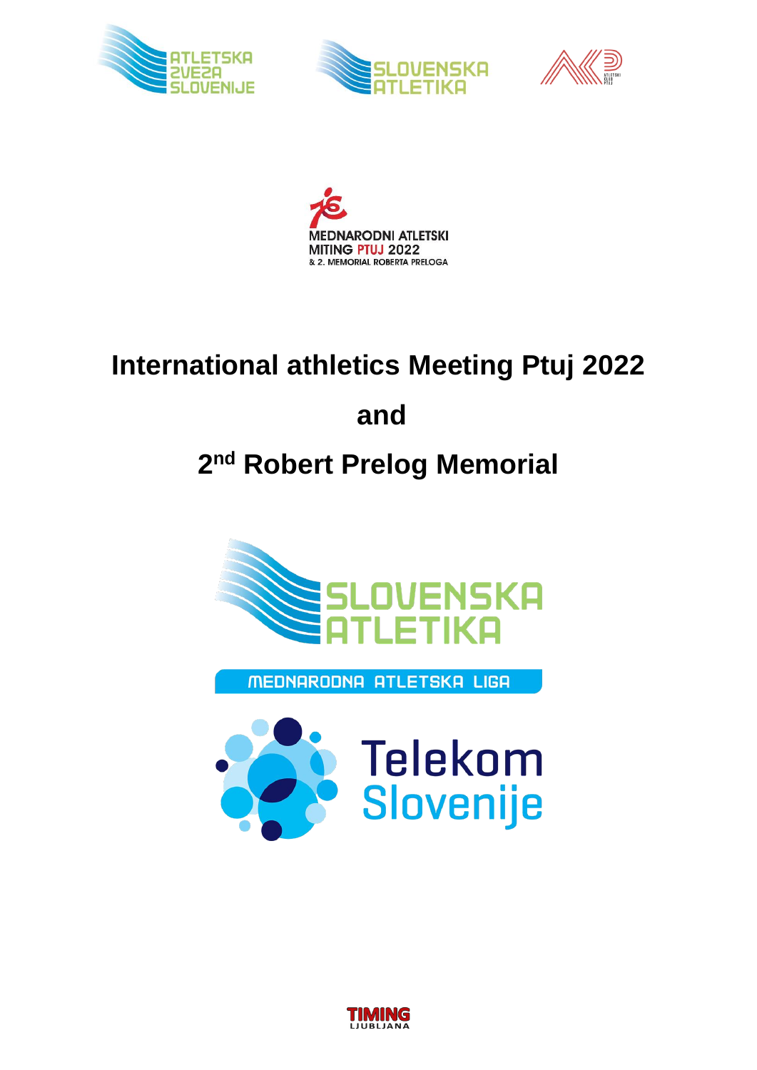# International athletics Meeting Ptuj 2022

# and

# 2nd Robert Prelog Memorial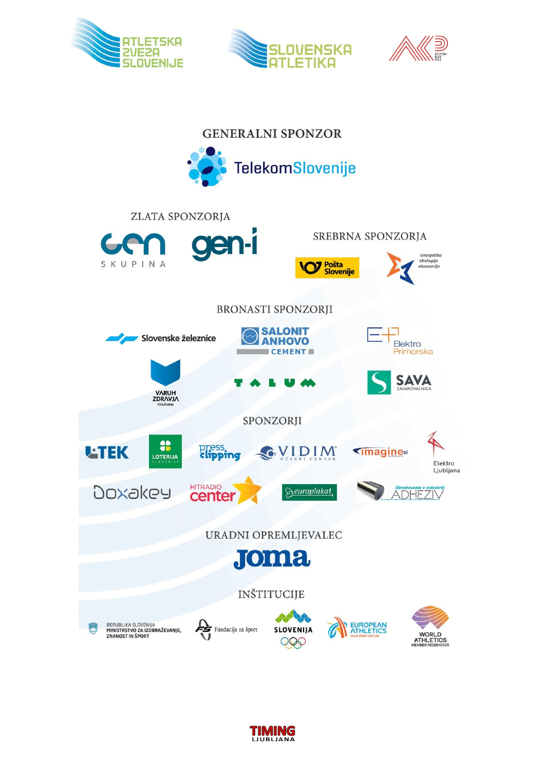ATLETSKA ZVEZA SLOVENIJE

SLOVENSKA ATLETIKA

## GENERALNI SPONZOR

TelekomSlovenije

## ZLATA SPONZORJA

GEN SKUPINA

gen-i

## SREBRNA SPONZORJA

Pošta Slovenije

energetika ekologija ekonomija

## BRONASTI SPONZORJI

Slovenske železnice

SALONIT ANHOVO CEMENT

Elektro Primorska

VARUH ZDRAVJA

TALUM

SAVA ZAVAROVALNICA

## SPONZORJI

ETEK

LOTERIJA SLOVENIJE

press clipping

VIDIM OČESNI CENTER

imagine.si

Elektro Ljubljana

Doxakey

HITRADIO center

europlakat

Označevanje v industriji ADHEZIV

## URADNI OPREMLJEVALEC

Joma

## INŠTITUCIJE

REPUBLIKA SLOVENIJA MINISTRSTVO ZA IZOBRAŽEVANJE, ZNANOST IN ŠPORT

Fundacija za šport

SLOVENIJA

EUROPEAN ATHLETICS

WORLD ATHLETICS MEMBER FEDERATION

TIMING LJUBLJANA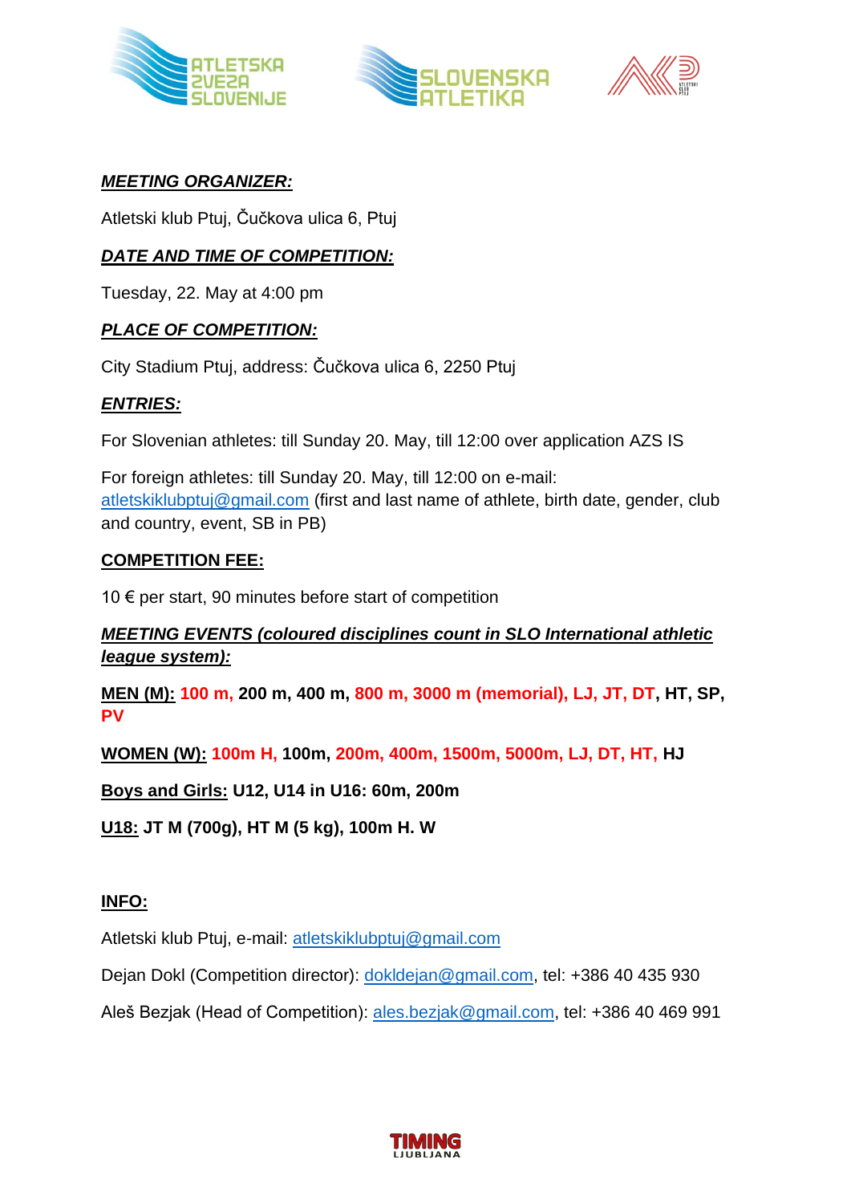***MEETING ORGANIZER:***

Atletski klub Ptuj, Čučkova ulica 6, Ptuj

***DATE AND TIME OF COMPETITION:***

Tuesday, 22. May at 4:00 pm

***PLACE OF COMPETITION:***

City Stadium Ptuj, address: Čučkova ulica 6, 2250 Ptuj

***ENTRIES:***

For Slovenian athletes: till Sunday 20. May, till 12:00 over application AZS IS

For foreign athletes: till Sunday 20. May, till 12:00 on e-mail: atletskiklubptuj@gmail.com (first and last name of athlete, birth date, gender, club and country, event, SB in PB)

**COMPETITION FEE:**

10 € per start, 90 minutes before start of competition

***MEETING EVENTS (coloured disciplines count in SLO International athletic league system):***

**MEN (M): 100 m, 200 m, 400 m, 800 m, 3000 m (memorial), LJ, JT, DT, HT, SP, PV**

**WOMEN (W): 100m H, 100m, 200m, 400m, 1500m, 5000m, LJ, DT, HT, HJ**

**Boys and Girls: U12, U14 in U16: 60m, 200m**

**U18: JT M (700g), HT M (5 kg), 100m H. W**

**INFO:**

Atletski klub Ptuj, e-mail: atletskiklubptuj@gmail.com

Dejan Dokl (Competition director): dokldejan@gmail.com, tel: +386 40 435 930

Aleš Bezjak (Head of Competition): ales.bezjak@gmail.com, tel: +386 40 469 991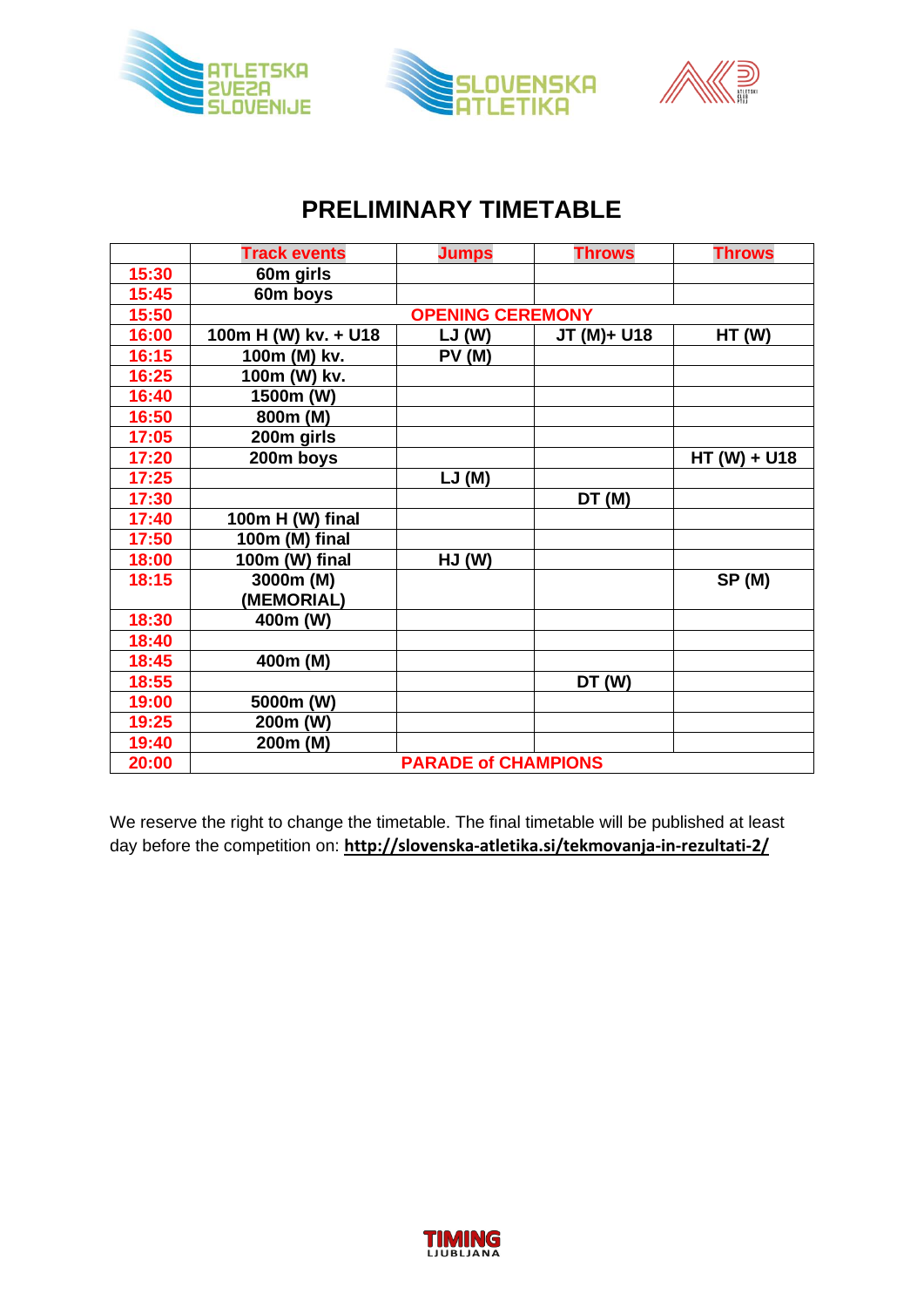# PRELIMINARY TIMETABLE

| | Track events | Jumps | Throws | Throws |
|---|---|---|---|---|
| 15:30 | 60m girls | | | |
| 15:45 | 60m boys | | | |
| 15:50 | OPENING CEREMONY | | | |
| 16:00 | 100m H (W) kv. + U18 | LJ (W) | JT (M)+ U18 | HT (W) |
| 16:15 | 100m (M) kv. | PV (M) | | |
| 16:25 | 100m (W) kv. | | | |
| 16:40 | 1500m (W) | | | |
| 16:50 | 800m (M) | | | |
| 17:05 | 200m girls | | | |
| 17:20 | 200m boys | | | HT (W) + U18 |
| 17:25 | | LJ (M) | | |
| 17:30 | | | DT (M) | |
| 17:40 | 100m H (W) final | | | |
| 17:50 | 100m (M) final | | | |
| 18:00 | 100m (W) final | HJ (W) | | |
| 18:15 | 3000m (M) (MEMORIAL) | | | SP (M) |
| 18:30 | 400m (W) | | | |
| 18:40 | | | | |
| 18:45 | 400m (M) | | | |
| 18:55 | | | DT (W) | |
| 19:00 | 5000m (W) | | | |
| 19:25 | 200m (W) | | | |
| 19:40 | 200m (M) | | | |
| 20:00 | PARADE of CHAMPIONS | | | |

We reserve the right to change the timetable. The final timetable will be published at least day before the competition on: **http://slovenska-atletika.si/tekmovanja-in-rezultati-2/**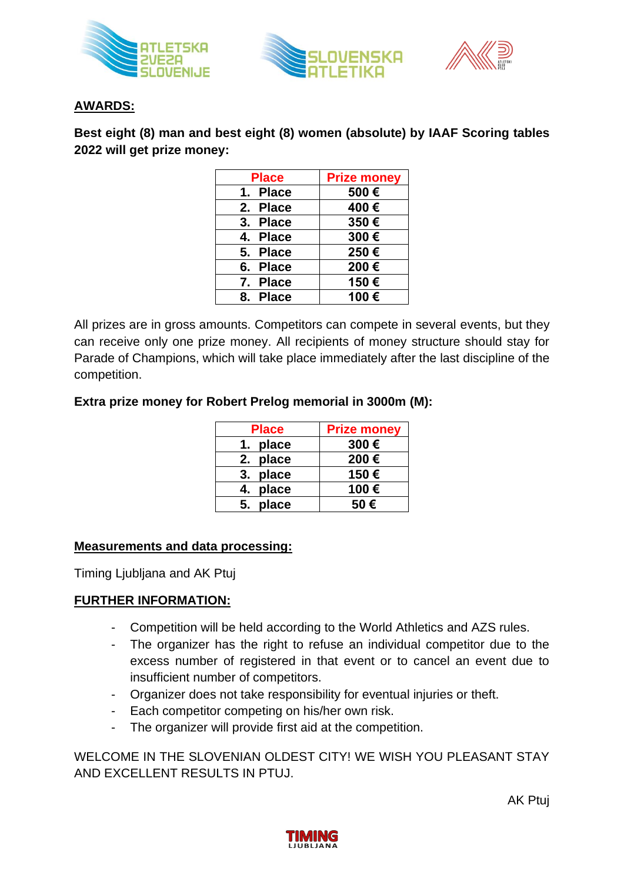**AWARDS:**

**Best eight (8) man and best eight (8) women (absolute) by IAAF Scoring tables 2022 will get prize money:**

| Place | Prize money |
|---|---|
| 1. Place | 500 € |
| 2. Place | 400 € |
| 3. Place | 350 € |
| 4. Place | 300 € |
| 5. Place | 250 € |
| 6. Place | 200 € |
| 7. Place | 150 € |
| 8. Place | 100 € |

All prizes are in gross amounts. Competitors can compete in several events, but they can receive only one prize money. All recipients of money structure should stay for Parade of Champions, which will take place immediately after the last discipline of the competition.

**Extra prize money for Robert Prelog memorial in 3000m (M):**

| Place | Prize money |
|---|---|
| 1. place | 300 € |
| 2. place | 200 € |
| 3. place | 150 € |
| 4. place | 100 € |
| 5. place | 50 € |

**Measurements and data processing:**

Timing Ljubljana and AK Ptuj

**FURTHER INFORMATION:**

- Competition will be held according to the World Athletics and AZS rules.
- The organizer has the right to refuse an individual competitor due to the excess number of registered in that event or to cancel an event due to insufficient number of competitors.
- Organizer does not take responsibility for eventual injuries or theft.
- Each competitor competing on his/her own risk.
- The organizer will provide first aid at the competition.

WELCOME IN THE SLOVENIAN OLDEST CITY! WE WISH YOU PLEASANT STAY AND EXCELLENT RESULTS IN PTUJ.

AK Ptuj